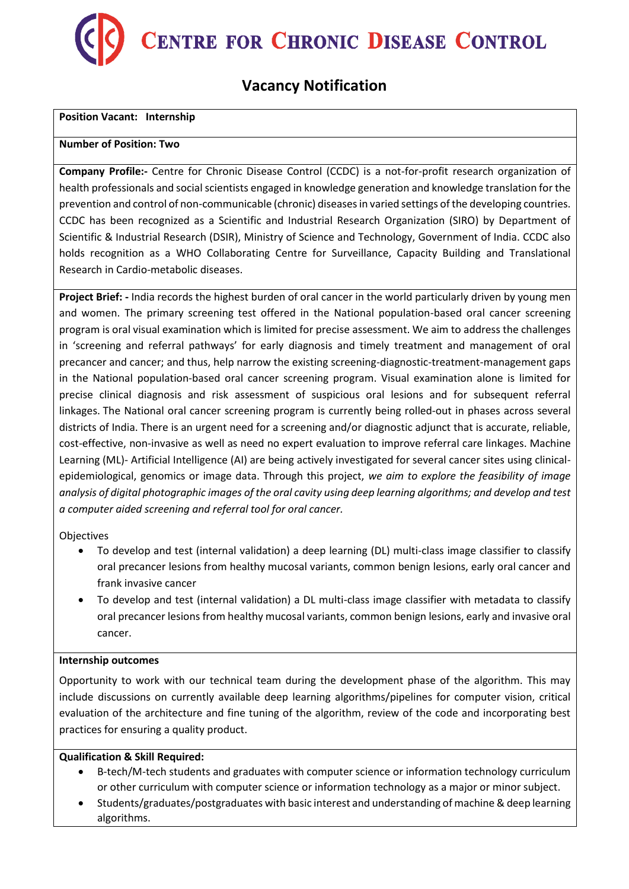# CENTRE FOR CHRONIC DISEASE CONTROL

## Vacancy Notification

**Position Vacant: Internship**

**Number of Position: Two**

**Company Profile:-** Centre for Chronic Disease Control (CCDC) is a not-for-profit research organization of health professionals and social scientists engaged in knowledge generation and knowledge translation for the prevention and control of non-communicable (chronic) diseases in varied settings of the developing countries. CCDC has been recognized as a Scientific and Industrial Research Organization (SIRO) by Department of Scientific & Industrial Research (DSIR), Ministry of Science and Technology, Government of India. CCDC also holds recognition as a WHO Collaborating Centre for Surveillance, Capacity Building and Translational Research in Cardio-metabolic diseases.

**Project Brief: -** India records the highest burden of oral cancer in the world particularly driven by young men and women. The primary screening test offered in the National population-based oral cancer screening program is oral visual examination which is limited for precise assessment. We aim to address the challenges in 'screening and referral pathways' for early diagnosis and timely treatment and management of oral precancer and cancer; and thus, help narrow the existing screening-diagnostic-treatment-management gaps in the National population-based oral cancer screening program. Visual examination alone is limited for precise clinical diagnosis and risk assessment of suspicious oral lesions and for subsequent referral linkages. The National oral cancer screening program is currently being rolled-out in phases across several districts of India. There is an urgent need for a screening and/or diagnostic adjunct that is accurate, reliable, cost-effective, non-invasive as well as need no expert evaluation to improve referral care linkages. Machine Learning (ML)- Artificial Intelligence (AI) are being actively investigated for several cancer sites using clinical-epidemiological, genomics or image data. Through this project, *we aim to explore the feasibility of image analysis of digital photographic images of the oral cavity using deep learning algorithms; and develop and test a computer aided screening and referral tool for oral cancer.*

Objectives

- To develop and test (internal validation) a deep learning (DL) multi-class image classifier to classify oral precancer lesions from healthy mucosal variants, common benign lesions, early oral cancer and frank invasive cancer
- To develop and test (internal validation) a DL multi-class image classifier with metadata to classify oral precancer lesions from healthy mucosal variants, common benign lesions, early and invasive oral cancer.

**Internship outcomes**

Opportunity to work with our technical team during the development phase of the algorithm. This may include discussions on currently available deep learning algorithms/pipelines for computer vision, critical evaluation of the architecture and fine tuning of the algorithm, review of the code and incorporating best practices for ensuring a quality product.

**Qualification & Skill Required:**

- B-tech/M-tech students and graduates with computer science or information technology curriculum or other curriculum with computer science or information technology as a major or minor subject.
- Students/graduates/postgraduates with basic interest and understanding of machine & deep learning algorithms.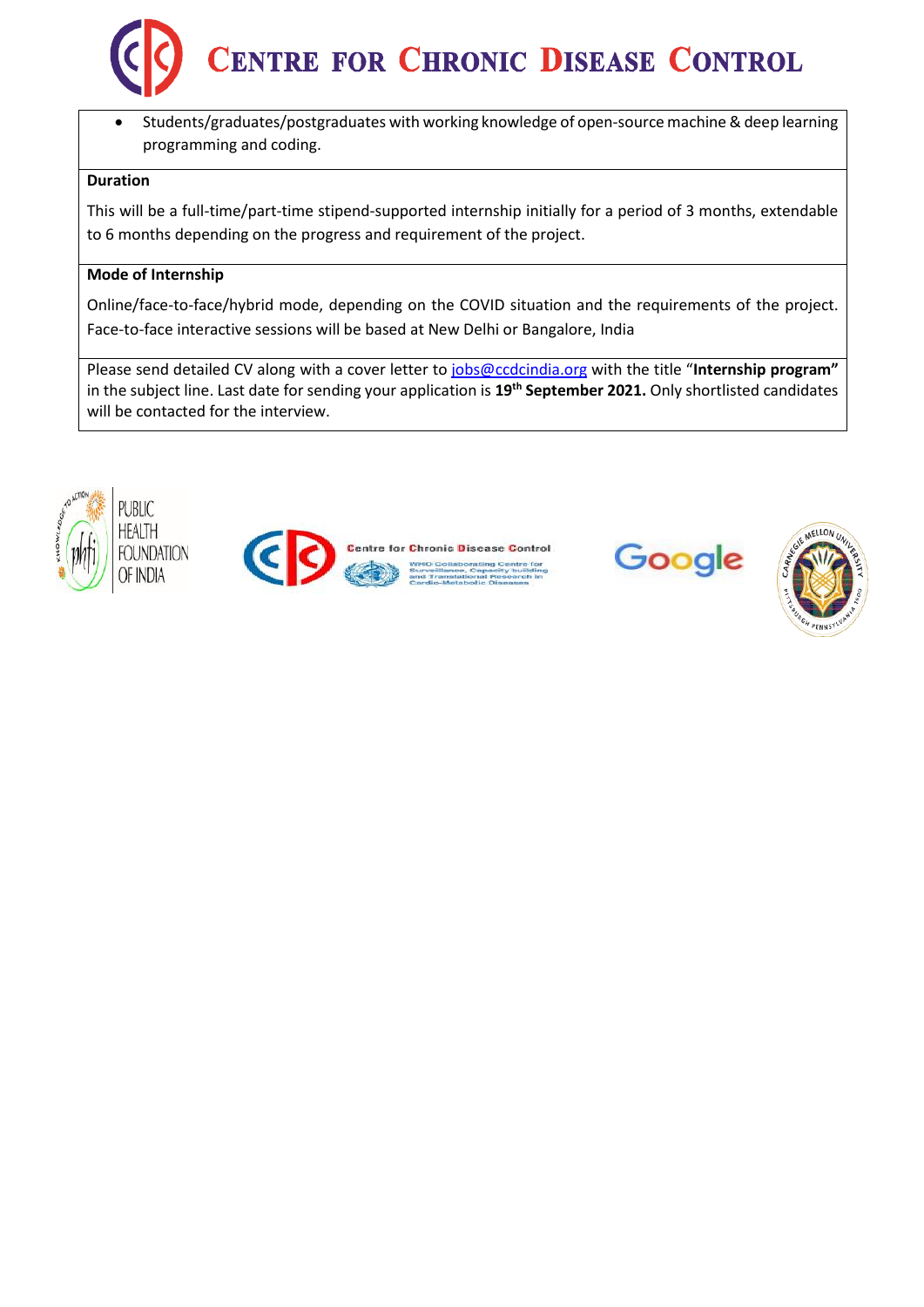- Students/graduates/postgraduates with working knowledge of open-source machine & deep learning programming and coding.

**Duration**

This will be a full-time/part-time stipend-supported internship initially for a period of 3 months, extendable to 6 months depending on the progress and requirement of the project.

**Mode of Internship**

Online/face-to-face/hybrid mode, depending on the COVID situation and the requirements of the project. Face-to-face interactive sessions will be based at New Delhi or Bangalore, India

Please send detailed CV along with a cover letter to jobs@ccdcindia.org with the title "**Internship program"** in the subject line. Last date for sending your application is **19th September 2021.** Only shortlisted candidates will be contacted for the interview.